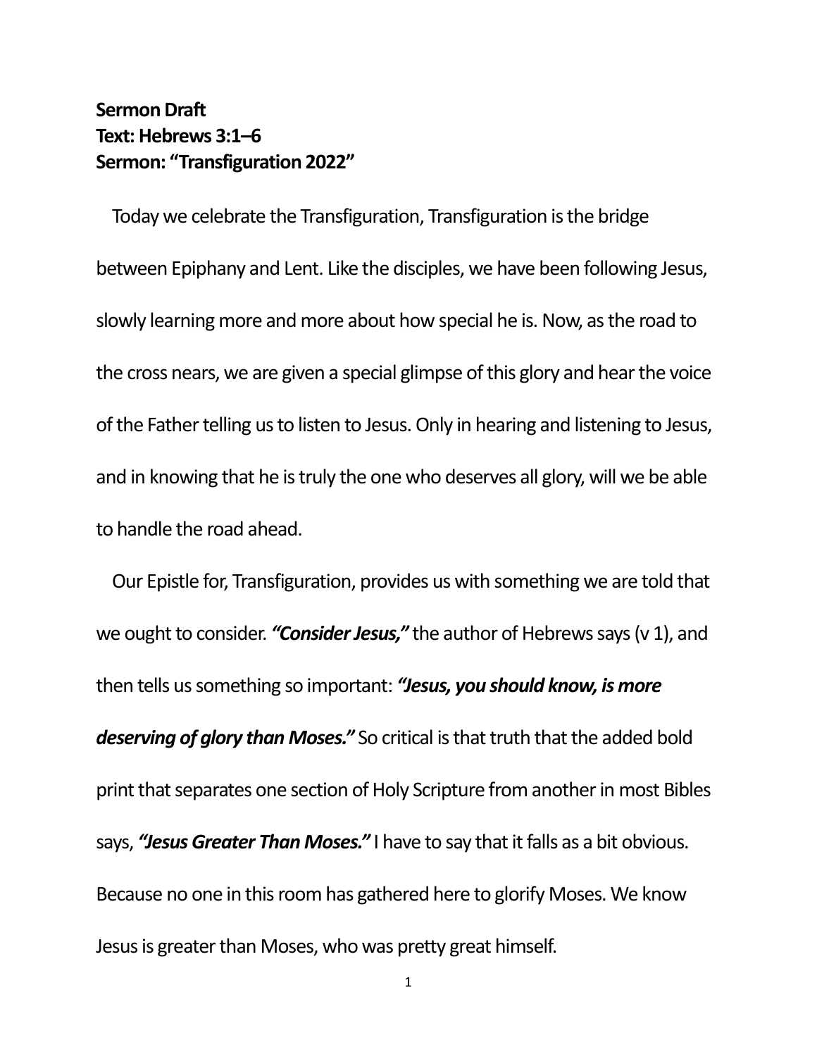**Sermon Draft**
**Text: Hebrews 3:1–6**
**Sermon: "Transfiguration 2022"**

Today we celebrate the Transfiguration, Transfiguration is the bridge between Epiphany and Lent. Like the disciples, we have been following Jesus, slowly learning more and more about how special he is. Now, as the road to the cross nears, we are given a special glimpse of this glory and hear the voice of the Father telling us to listen to Jesus. Only in hearing and listening to Jesus, and in knowing that he is truly the one who deserves all glory, will we be able to handle the road ahead.

Our Epistle for, Transfiguration, provides us with something we are told that we ought to consider. ***"Consider Jesus,"*** the author of Hebrews says (v 1), and then tells us something so important: ***"Jesus, you should know, is more deserving of glory than Moses."*** So critical is that truth that the added bold print that separates one section of Holy Scripture from another in most Bibles says, ***"Jesus Greater Than Moses."*** I have to say that it falls as a bit obvious. Because no one in this room has gathered here to glorify Moses. We know Jesus is greater than Moses, who was pretty great himself.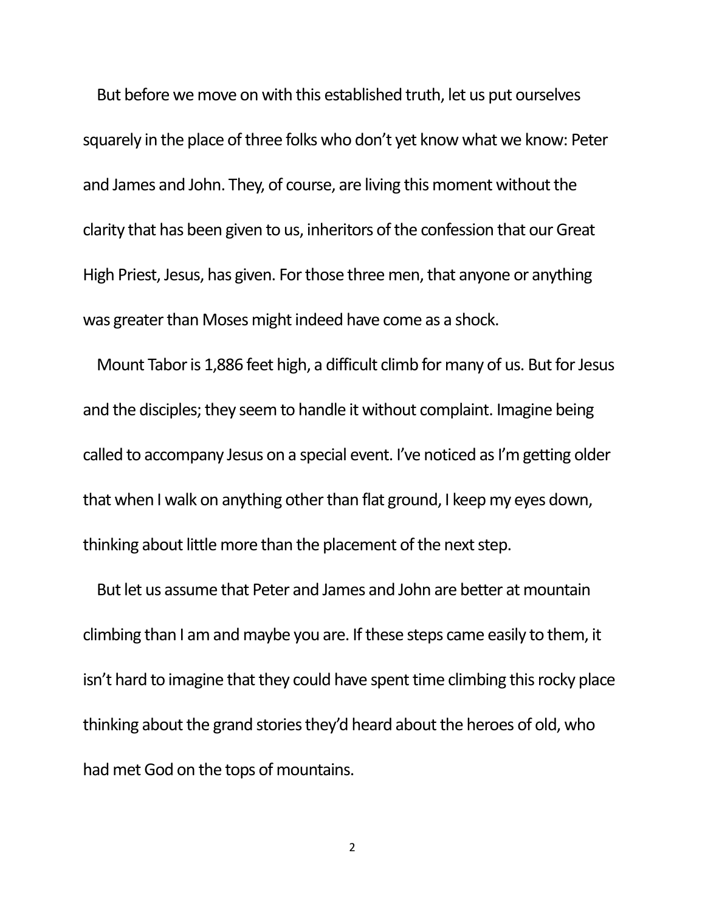But before we move on with this established truth, let us put ourselves squarely in the place of three folks who don't yet know what we know: Peter and James and John. They, of course, are living this moment without the clarity that has been given to us, inheritors of the confession that our Great High Priest, Jesus, has given. For those three men, that anyone or anything was greater than Moses might indeed have come as a shock.

Mount Tabor is 1,886 feet high, a difficult climb for many of us. But for Jesus and the disciples; they seem to handle it without complaint. Imagine being called to accompany Jesus on a special event. I've noticed as I'm getting older that when I walk on anything other than flat ground, I keep my eyes down, thinking about little more than the placement of the next step.

But let us assume that Peter and James and John are better at mountain climbing than I am and maybe you are. If these steps came easily to them, it isn't hard to imagine that they could have spent time climbing this rocky place thinking about the grand stories they'd heard about the heroes of old, who had met God on the tops of mountains.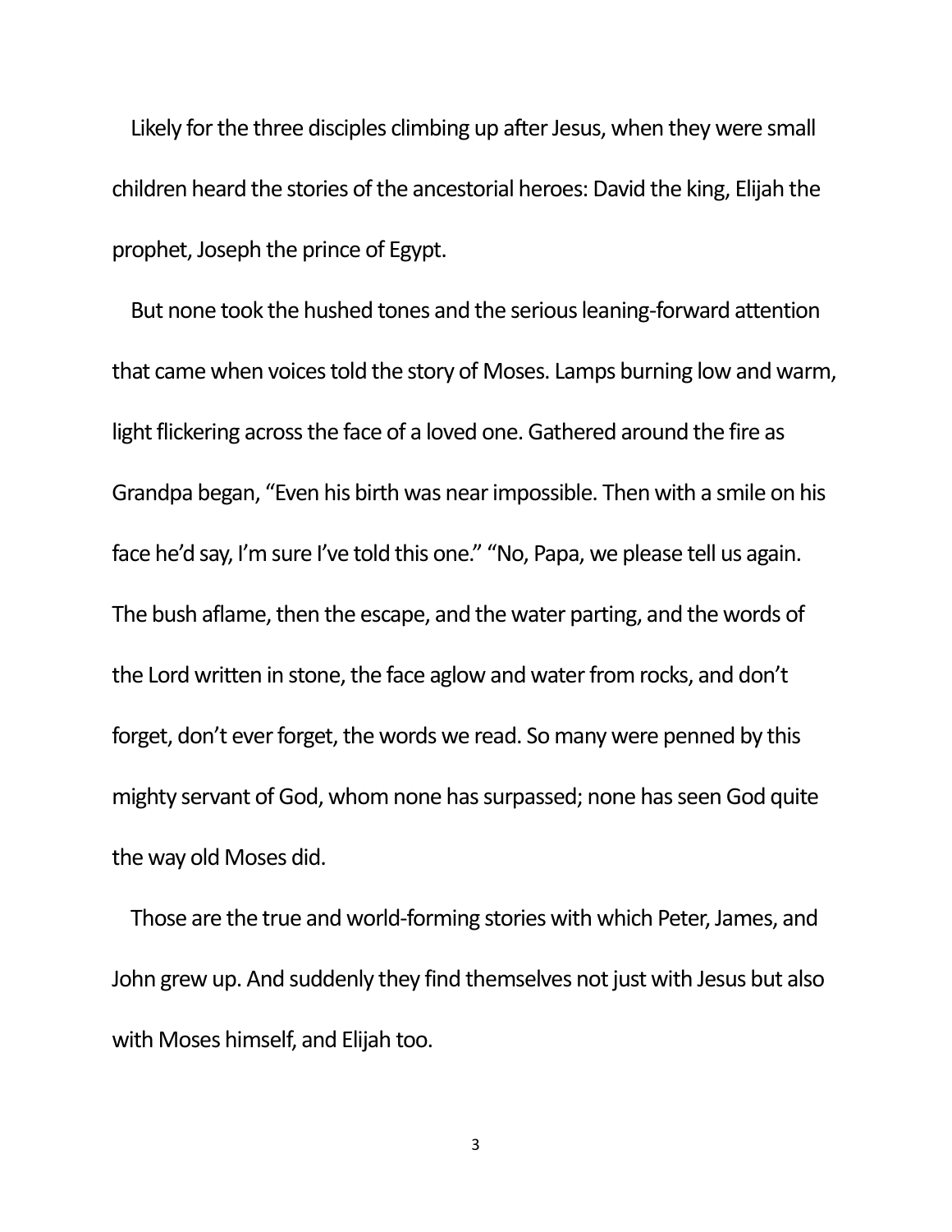Likely for the three disciples climbing up after Jesus, when they were small children heard the stories of the ancestorial heroes: David the king, Elijah the prophet, Joseph the prince of Egypt.

But none took the hushed tones and the serious leaning-forward attention that came when voices told the story of Moses. Lamps burning low and warm, light flickering across the face of a loved one. Gathered around the fire as Grandpa began, "Even his birth was near impossible. Then with a smile on his face he'd say, I'm sure I've told this one." "No, Papa, we please tell us again. The bush aflame, then the escape, and the water parting, and the words of the Lord written in stone, the face aglow and water from rocks, and don't forget, don't ever forget, the words we read. So many were penned by this mighty servant of God, whom none has surpassed; none has seen God quite the way old Moses did.

Those are the true and world-forming stories with which Peter, James, and John grew up. And suddenly they find themselves not just with Jesus but also with Moses himself, and Elijah too.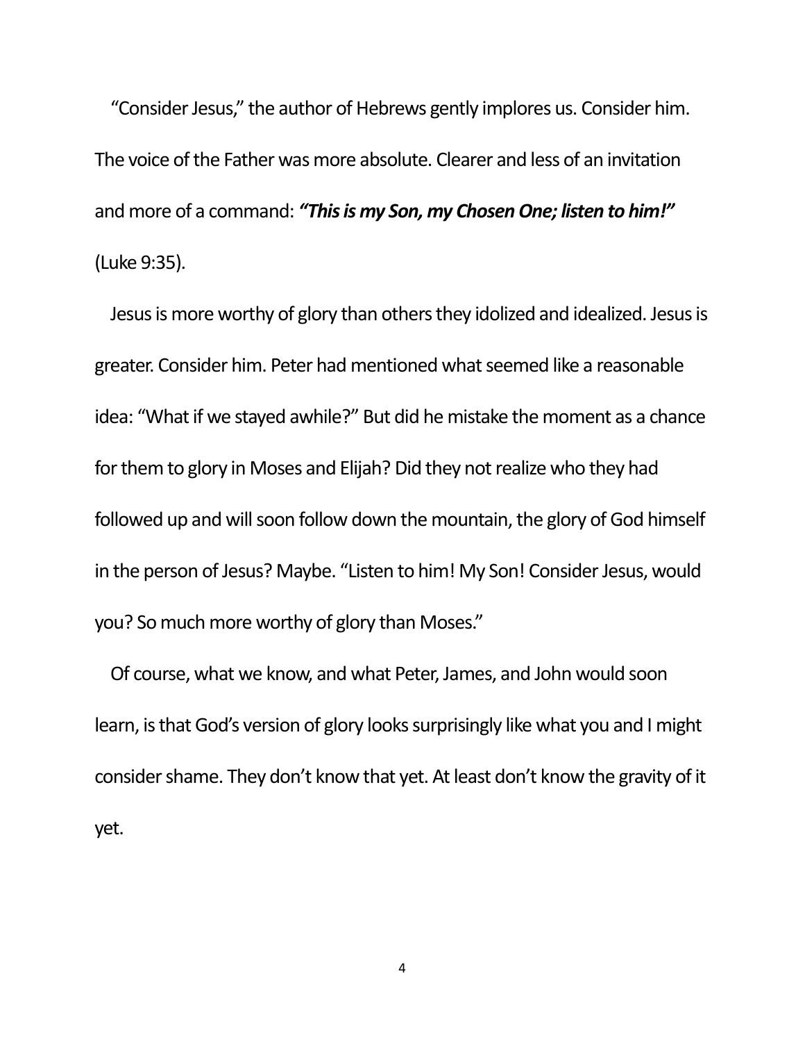"Consider Jesus," the author of Hebrews gently implores us. Consider him. The voice of the Father was more absolute. Clearer and less of an invitation and more of a command: ***"This is my Son, my Chosen One; listen to him!"*** (Luke 9:35).

Jesus is more worthy of glory than others they idolized and idealized. Jesus is greater. Consider him. Peter had mentioned what seemed like a reasonable idea: "What if we stayed awhile?" But did he mistake the moment as a chance for them to glory in Moses and Elijah? Did they not realize who they had followed up and will soon follow down the mountain, the glory of God himself in the person of Jesus? Maybe. "Listen to him! My Son! Consider Jesus, would you? So much more worthy of glory than Moses."

Of course, what we know, and what Peter, James, and John would soon learn, is that God's version of glory looks surprisingly like what you and I might consider shame. They don't know that yet. At least don't know the gravity of it yet.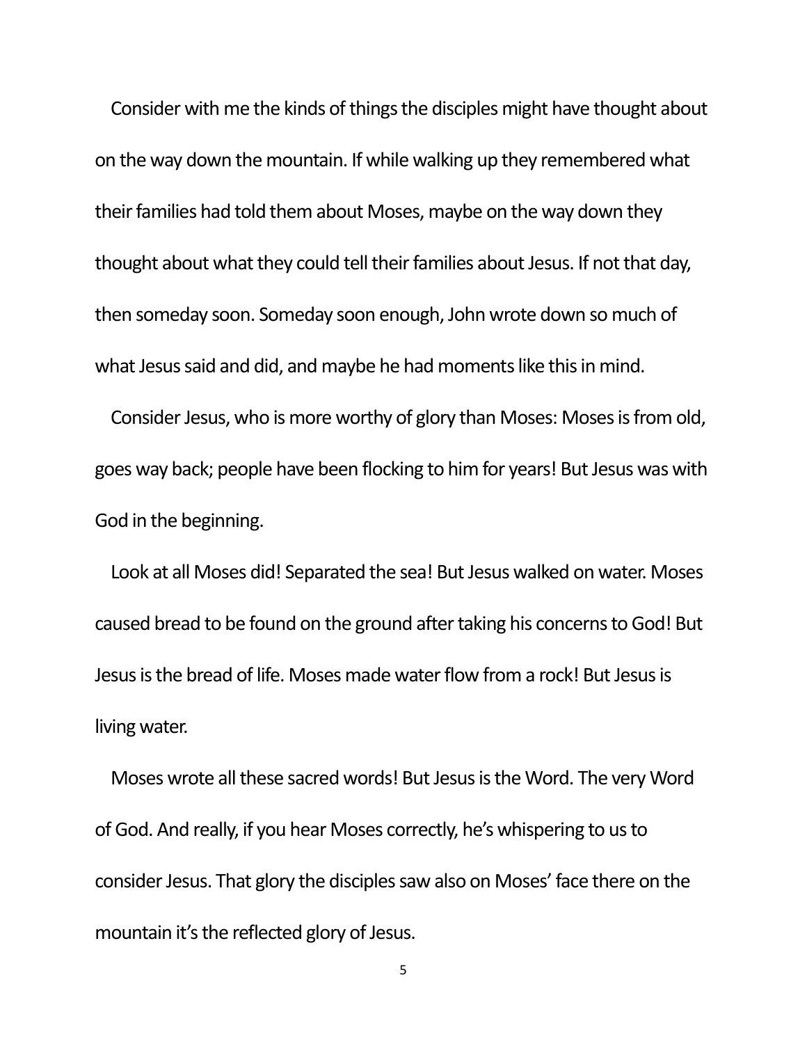Consider with me the kinds of things the disciples might have thought about on the way down the mountain. If while walking up they remembered what their families had told them about Moses, maybe on the way down they thought about what they could tell their families about Jesus. If not that day, then someday soon. Someday soon enough, John wrote down so much of what Jesus said and did, and maybe he had moments like this in mind.

Consider Jesus, who is more worthy of glory than Moses: Moses is from old, goes way back; people have been flocking to him for years! But Jesus was with God in the beginning.

Look at all Moses did! Separated the sea! But Jesus walked on water. Moses caused bread to be found on the ground after taking his concerns to God! But Jesus is the bread of life. Moses made water flow from a rock! But Jesus is living water.

Moses wrote all these sacred words! But Jesus is the Word. The very Word of God. And really, if you hear Moses correctly, he's whispering to us to consider Jesus. That glory the disciples saw also on Moses' face there on the mountain it's the reflected glory of Jesus.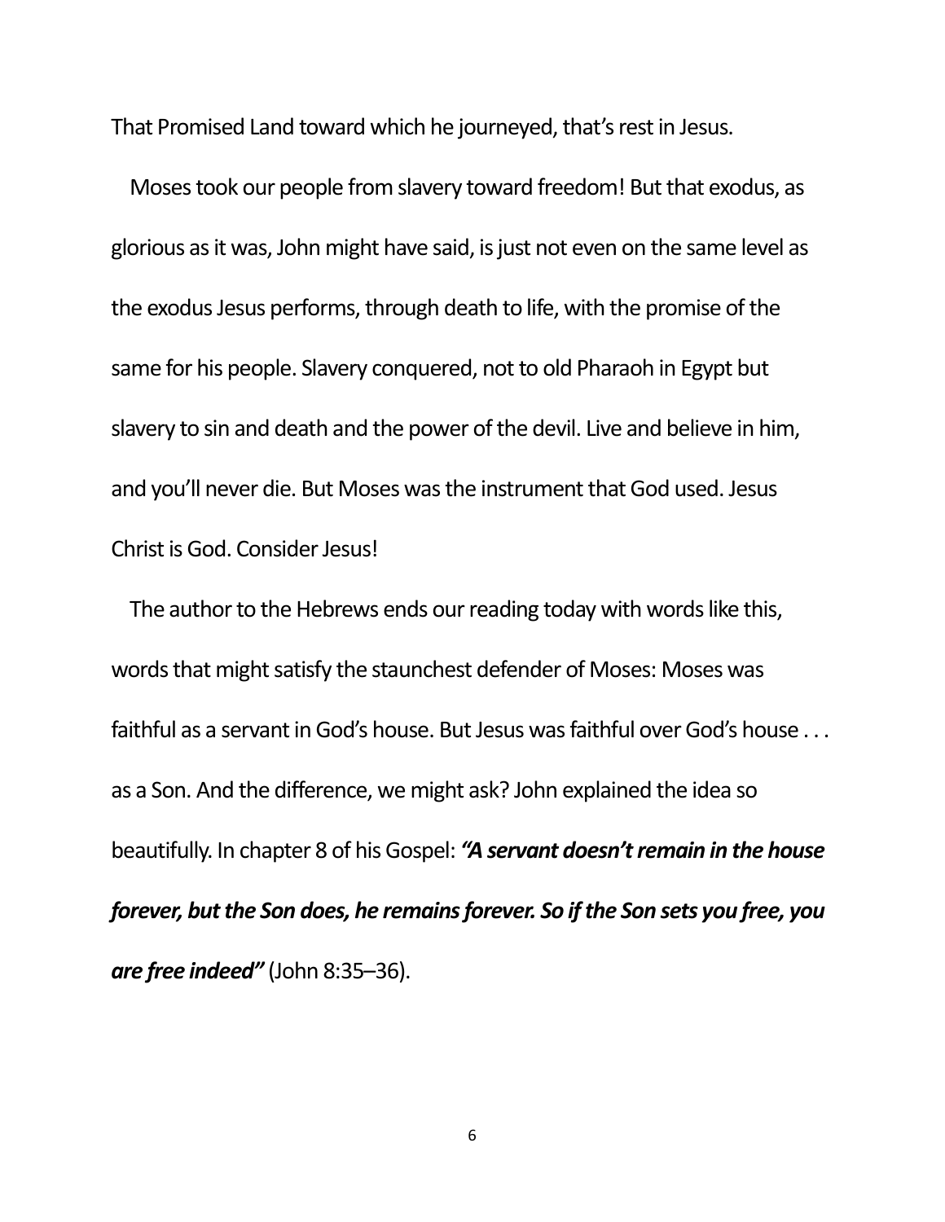That Promised Land toward which he journeyed, that's rest in Jesus.

Moses took our people from slavery toward freedom! But that exodus, as glorious as it was, John might have said, is just not even on the same level as the exodus Jesus performs, through death to life, with the promise of the same for his people. Slavery conquered, not to old Pharaoh in Egypt but slavery to sin and death and the power of the devil. Live and believe in him, and you'll never die. But Moses was the instrument that God used. Jesus Christ is God. Consider Jesus!

The author to the Hebrews ends our reading today with words like this, words that might satisfy the staunchest defender of Moses: Moses was faithful as a servant in God's house. But Jesus was faithful over God's house . . . as a Son. And the difference, we might ask? John explained the idea so beautifully. In chapter 8 of his Gospel: ***"A servant doesn't remain in the house forever, but the Son does, he remains forever. So if the Son sets you free, you are free indeed"*** (John 8:35–36).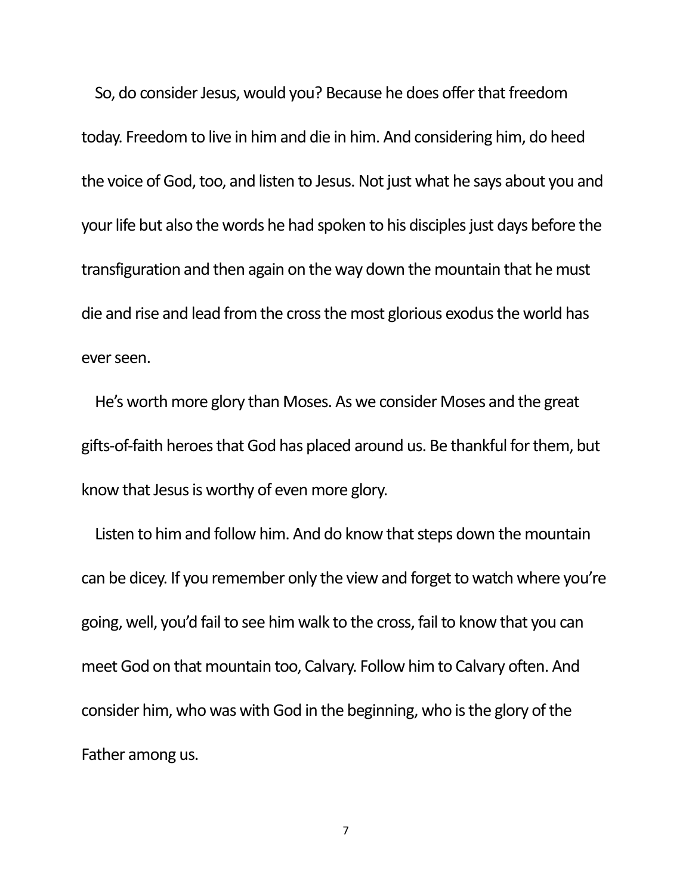So, do consider Jesus, would you? Because he does offer that freedom today. Freedom to live in him and die in him. And considering him, do heed the voice of God, too, and listen to Jesus. Not just what he says about you and your life but also the words he had spoken to his disciples just days before the transfiguration and then again on the way down the mountain that he must die and rise and lead from the cross the most glorious exodus the world has ever seen.

He's worth more glory than Moses. As we consider Moses and the great gifts-of-faith heroes that God has placed around us. Be thankful for them, but know that Jesus is worthy of even more glory.

Listen to him and follow him. And do know that steps down the mountain can be dicey. If you remember only the view and forget to watch where you're going, well, you'd fail to see him walk to the cross, fail to know that you can meet God on that mountain too, Calvary. Follow him to Calvary often. And consider him, who was with God in the beginning, who is the glory of the Father among us.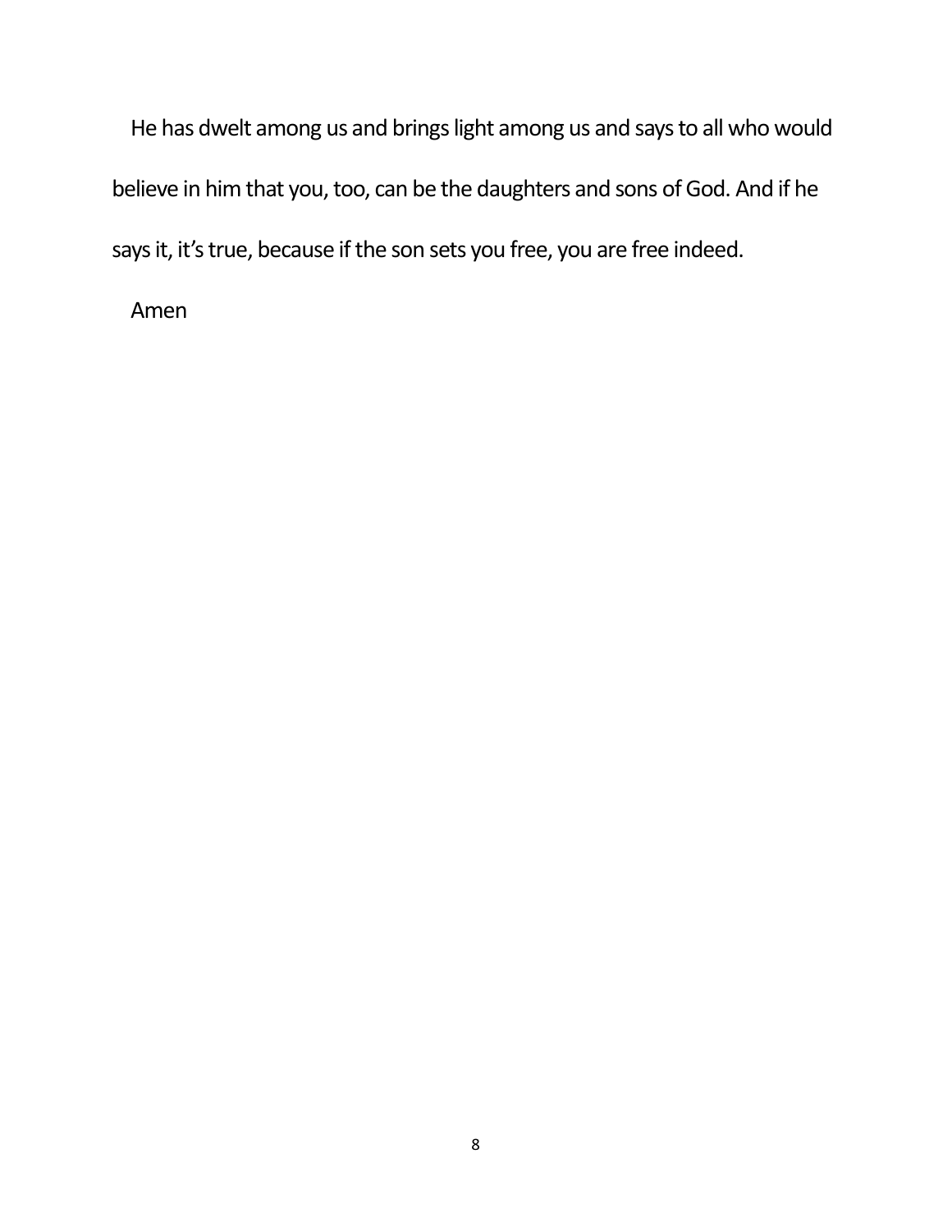He has dwelt among us and brings light among us and says to all who would believe in him that you, too, can be the daughters and sons of God. And if he says it, it's true, because if the son sets you free, you are free indeed.

Amen